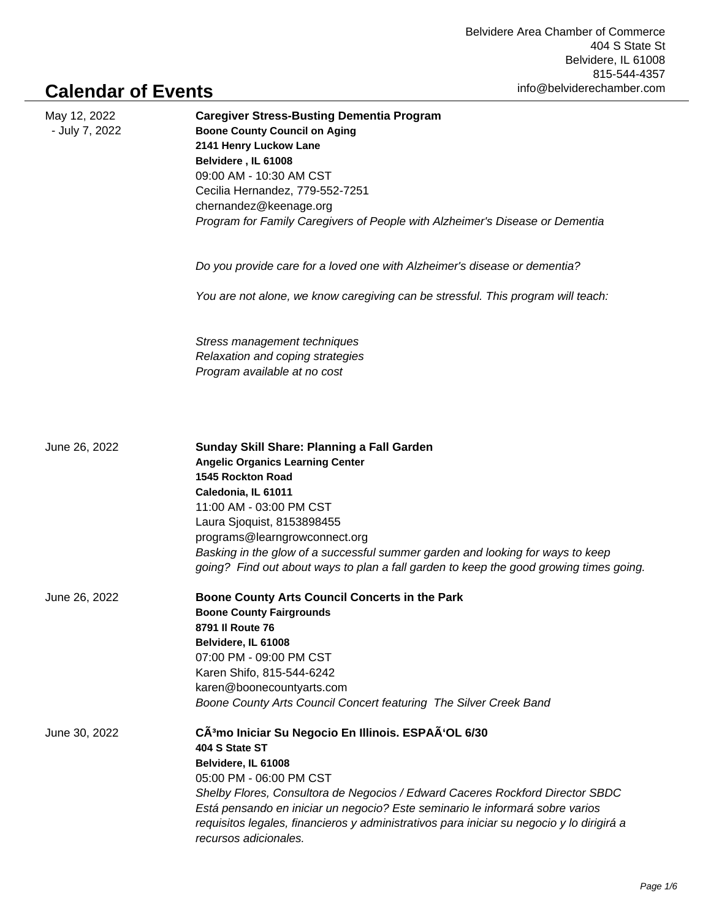Belvidere Area Chamber of Commerce
404 S State St
Belvidere, IL 61008
815-544-4357
info@belviderechamber.com

# Calendar of Events

May 12, 2022 - July 7, 2022

**Caregiver Stress-Busting Dementia Program**
**Boone County Council on Aging**
**2141 Henry Luckow Lane**
**Belvidere , IL 61008**
09:00 AM - 10:30 AM CST
Cecilia Hernandez, 779-552-7251
chernandez@keenage.org
*Program for Family Caregivers of People with Alzheimer's Disease or Dementia*

*Do you provide care for a loved one with Alzheimer's disease or dementia?*

*You are not alone, we know caregiving can be stressful. This program will teach:*

*Stress management techniques*
*Relaxation and coping strategies*
*Program available at no cost*

June 26, 2022

**Sunday Skill Share: Planning a Fall Garden**
**Angelic Organics Learning Center**
**1545 Rockton Road**
**Caledonia, IL 61011**
11:00 AM - 03:00 PM CST
Laura Sjoquist, 8153898455
programs@learngrowconnect.org
*Basking in the glow of a successful summer garden and looking for ways to keep going? Find out about ways to plan a fall garden to keep the good growing times going.*

June 26, 2022

**Boone County Arts Council Concerts in the Park**
**Boone County Fairgrounds**
**8791 Il Route 76**
**Belvidere, IL 61008**
07:00 PM - 09:00 PM CST
Karen Shifo, 815-544-6242
karen@boonecountyarts.com
*Boone County Arts Council Concert featuring The Silver Creek Band*

June 30, 2022

**CÃ³mo Iniciar Su Negocio En Illinois. ESPAÃ‘OL 6/30**
**404 S State ST**
**Belvidere, IL 61008**
05:00 PM - 06:00 PM CST
*Shelby Flores, Consultora de Negocios / Edward Caceres Rockford Director SBDC*
*Está pensando en iniciar un negocio? Este seminario le informará sobre varios requisitos legales, financieros y administrativos para iniciar su negocio y lo dirigirá a recursos adicionales.*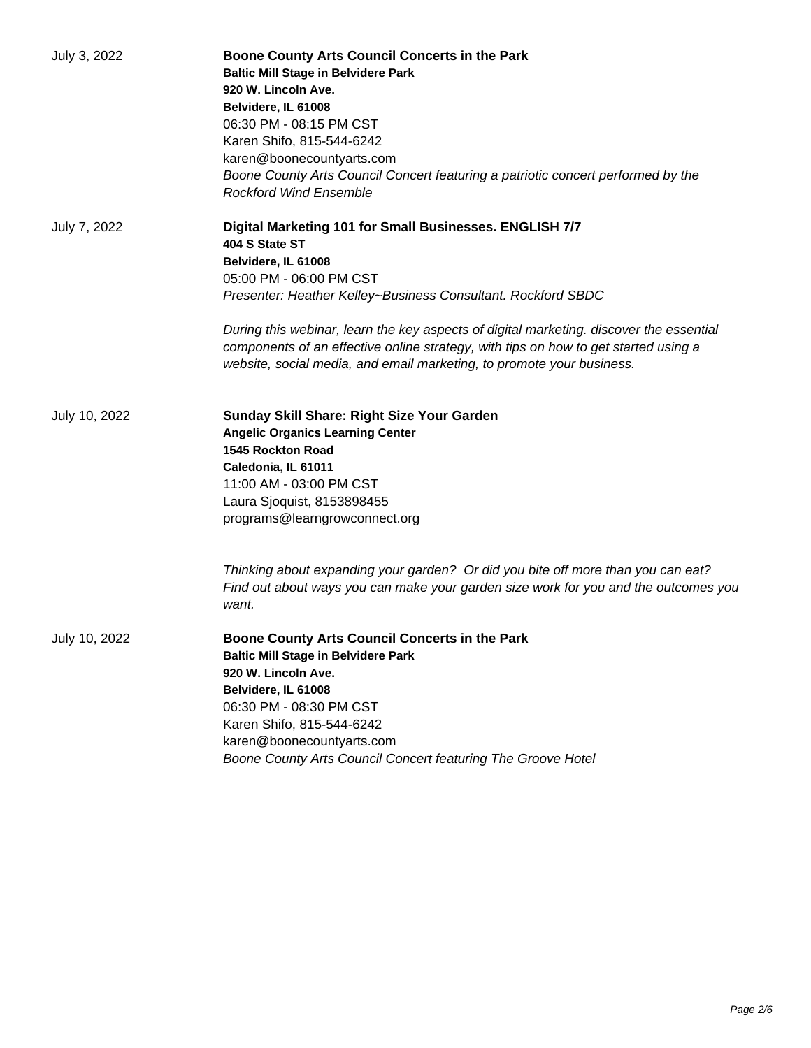July 3, 2022

**Boone County Arts Council Concerts in the Park**
**Baltic Mill Stage in Belvidere Park**
**920 W. Lincoln Ave.**
**Belvidere, IL 61008**
06:30 PM - 08:15 PM CST
Karen Shifo, 815-544-6242
karen@boonecountyarts.com
*Boone County Arts Council Concert featuring a patriotic concert performed by the Rockford Wind Ensemble*

July 7, 2022

**Digital Marketing 101 for Small Businesses. ENGLISH 7/7**
**404 S State ST**
**Belvidere, IL 61008**
05:00 PM - 06:00 PM CST
*Presenter: Heather Kelley~Business Consultant. Rockford SBDC*

*During this webinar, learn the key aspects of digital marketing. discover the essential components of an effective online strategy, with tips on how to get started using a website, social media, and email marketing, to promote your business.*

July 10, 2022

**Sunday Skill Share: Right Size Your Garden**
**Angelic Organics Learning Center**
**1545 Rockton Road**
**Caledonia, IL 61011**
11:00 AM - 03:00 PM CST
Laura Sjoquist, 8153898455
programs@learngrowconnect.org

*Thinking about expanding your garden? Or did you bite off more than you can eat? Find out about ways you can make your garden size work for you and the outcomes you want.*

July 10, 2022

**Boone County Arts Council Concerts in the Park**
**Baltic Mill Stage in Belvidere Park**
**920 W. Lincoln Ave.**
**Belvidere, IL 61008**
06:30 PM - 08:30 PM CST
Karen Shifo, 815-544-6242
karen@boonecountyarts.com
*Boone County Arts Council Concert featuring The Groove Hotel*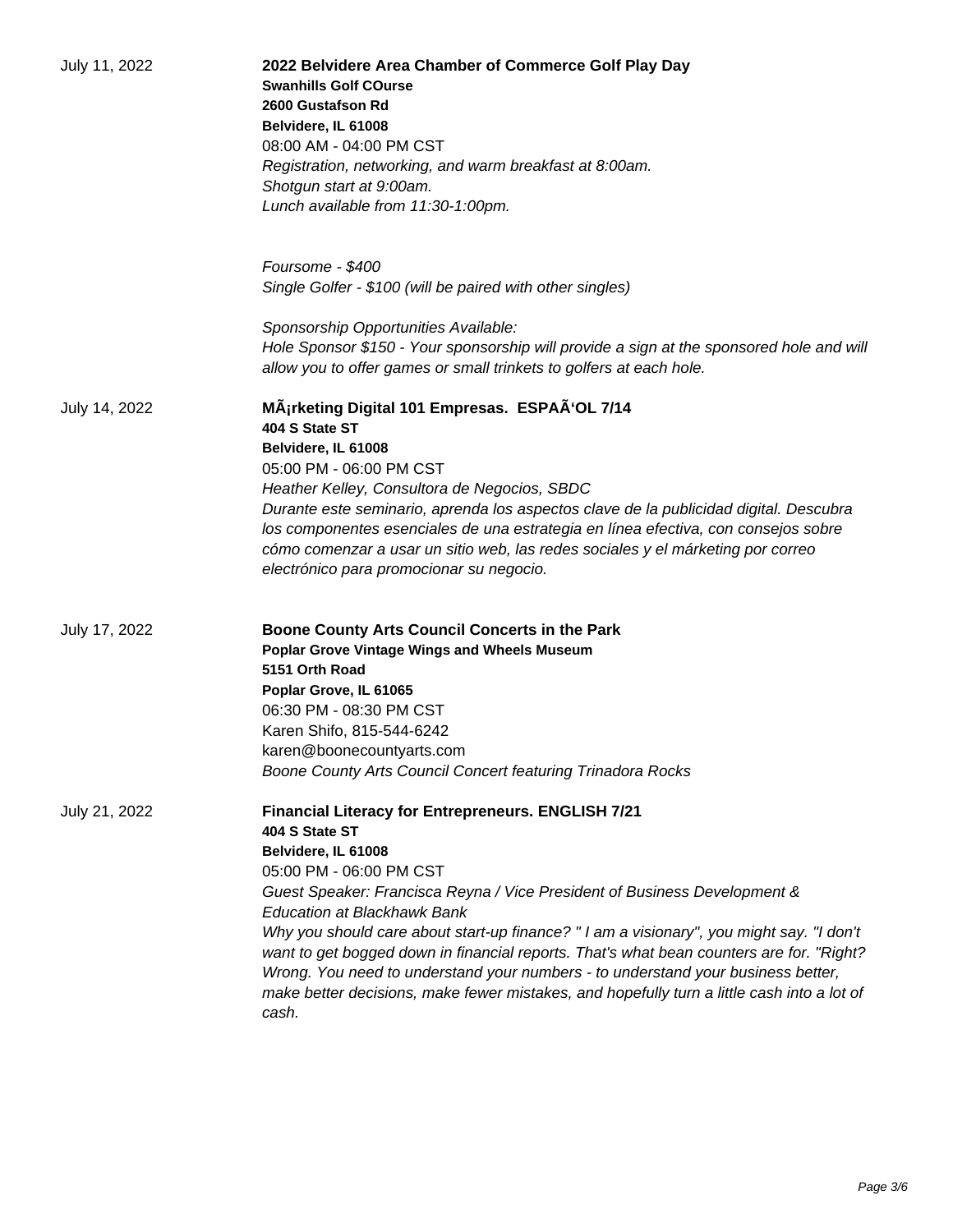July 11, 2022

**2022 Belvidere Area Chamber of Commerce Golf Play Day**
**Swanhills Golf COurse**
**2600 Gustafson Rd**
**Belvidere, IL 61008**
08:00 AM - 04:00 PM CST
*Registration, networking, and warm breakfast at 8:00am.*
*Shotgun start at 9:00am.*
*Lunch available from 11:30-1:00pm.*

*Foursome - $400*
*Single Golfer - $100 (will be paired with other singles)*

*Sponsorship Opportunities Available:*
*Hole Sponsor $150 - Your sponsorship will provide a sign at the sponsored hole and will allow you to offer games or small trinkets to golfers at each hole.*

July 14, 2022

**MÃ¡rketing Digital 101 Empresas. ESPAÃ'OL 7/14**
**404 S State ST**
**Belvidere, IL 61008**
05:00 PM - 06:00 PM CST
*Heather Kelley, Consultora de Negocios, SBDC*
*Durante este seminario, aprenda los aspectos clave de la publicidad digital. Descubra los componentes esenciales de una estrategia en línea efectiva, con consejos sobre cómo comenzar a usar un sitio web, las redes sociales y el márketing por correo electrónico para promocionar su negocio.*

July 17, 2022

**Boone County Arts Council Concerts in the Park**
**Poplar Grove Vintage Wings and Wheels Museum**
**5151 Orth Road**
**Poplar Grove, IL 61065**
06:30 PM - 08:30 PM CST
Karen Shifo, 815-544-6242
karen@boonecountyarts.com
*Boone County Arts Council Concert featuring Trinadora Rocks*

July 21, 2022

**Financial Literacy for Entrepreneurs. ENGLISH 7/21**
**404 S State ST**
**Belvidere, IL 61008**
05:00 PM - 06:00 PM CST
*Guest Speaker: Francisca Reyna / Vice President of Business Development & Education at Blackhawk Bank*
*Why you should care about start-up finance? " I am a visionary", you might say. "I don't want to get bogged down in financial reports. That's what bean counters are for. "Right? Wrong. You need to understand your numbers - to understand your business better, make better decisions, make fewer mistakes, and hopefully turn a little cash into a lot of cash.*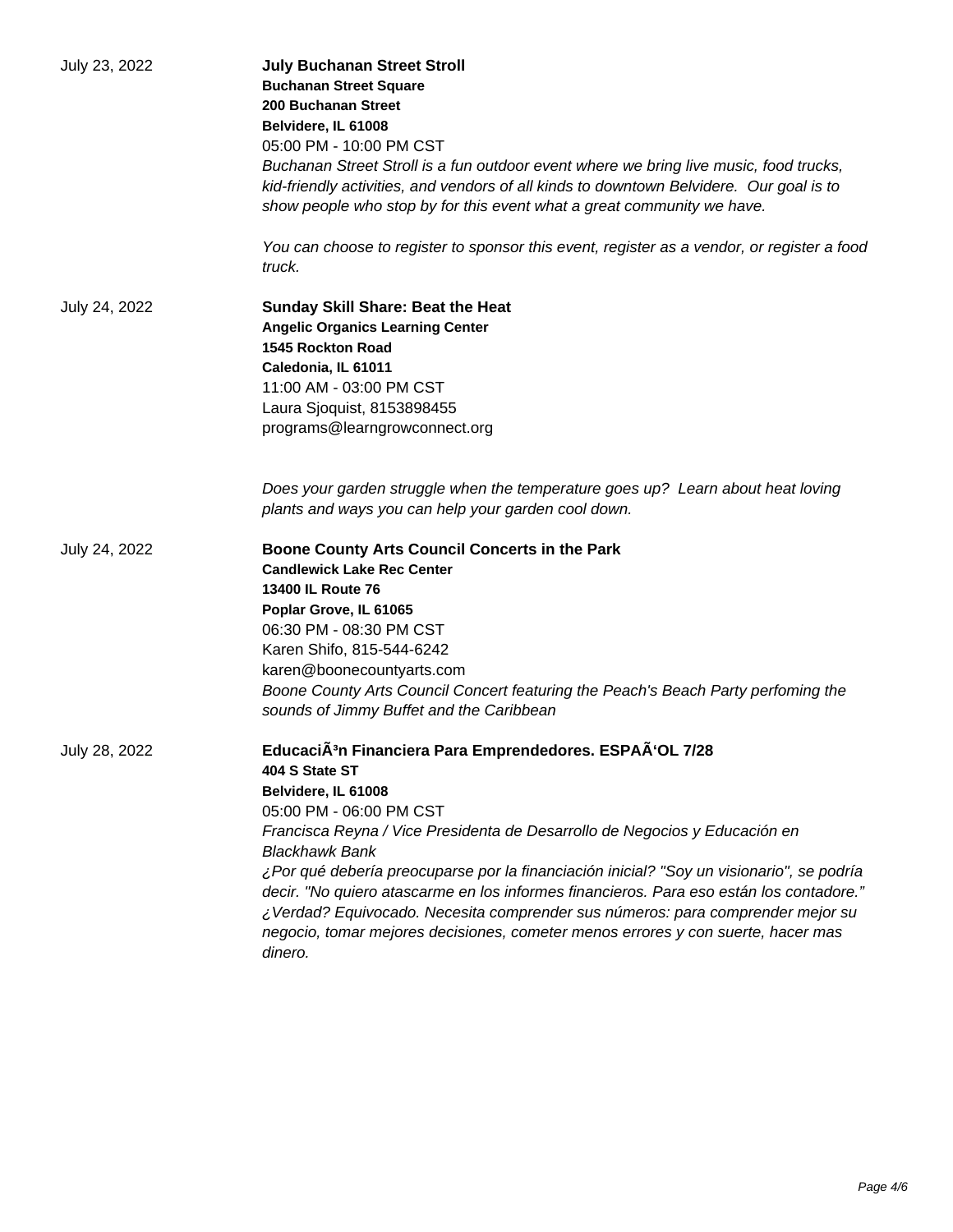July 23, 2022

**July Buchanan Street Stroll**
**Buchanan Street Square**
**200 Buchanan Street**
**Belvidere, IL 61008**
05:00 PM - 10:00 PM CST

*Buchanan Street Stroll is a fun outdoor event where we bring live music, food trucks, kid-friendly activities, and vendors of all kinds to downtown Belvidere.  Our goal is to show people who stop by for this event what a great community we have.*

*You can choose to register to sponsor this event, register as a vendor, or register a food truck.*

July 24, 2022

**Sunday Skill Share: Beat the Heat**
**Angelic Organics Learning Center**
**1545 Rockton Road**
**Caledonia, IL 61011**
11:00 AM - 03:00 PM CST
Laura Sjoquist, 8153898455
programs@learngrowconnect.org

*Does your garden struggle when the temperature goes up?  Learn about heat loving plants and ways you can help your garden cool down.*

July 24, 2022

**Boone County Arts Council Concerts in the Park**
**Candlewick Lake Rec Center**
**13400 IL Route 76**
**Poplar Grove, IL 61065**
06:30 PM - 08:30 PM CST
Karen Shifo, 815-544-6242
karen@boonecountyarts.com

*Boone County Arts Council Concert featuring the Peach's Beach Party perfoming the sounds of Jimmy Buffet and the Caribbean*

July 28, 2022

**EducaciÃ³n Financiera Para Emprendedores. ESPAÃ‘OL 7/28**
**404 S State ST**
**Belvidere, IL 61008**
05:00 PM - 06:00 PM CST

*Francisca Reyna / Vice Presidenta de Desarrollo de Negocios y Educación en Blackhawk Bank*
*¿Por qué debería preocuparse por la financiación inicial? "Soy un visionario", se podría decir. "No quiero atascarme en los informes financieros. Para eso están los contadore." ¿Verdad? Equivocado. Necesita comprender sus números: para comprender mejor su negocio, tomar mejores decisiones, cometer menos errores y con suerte, hacer mas dinero.*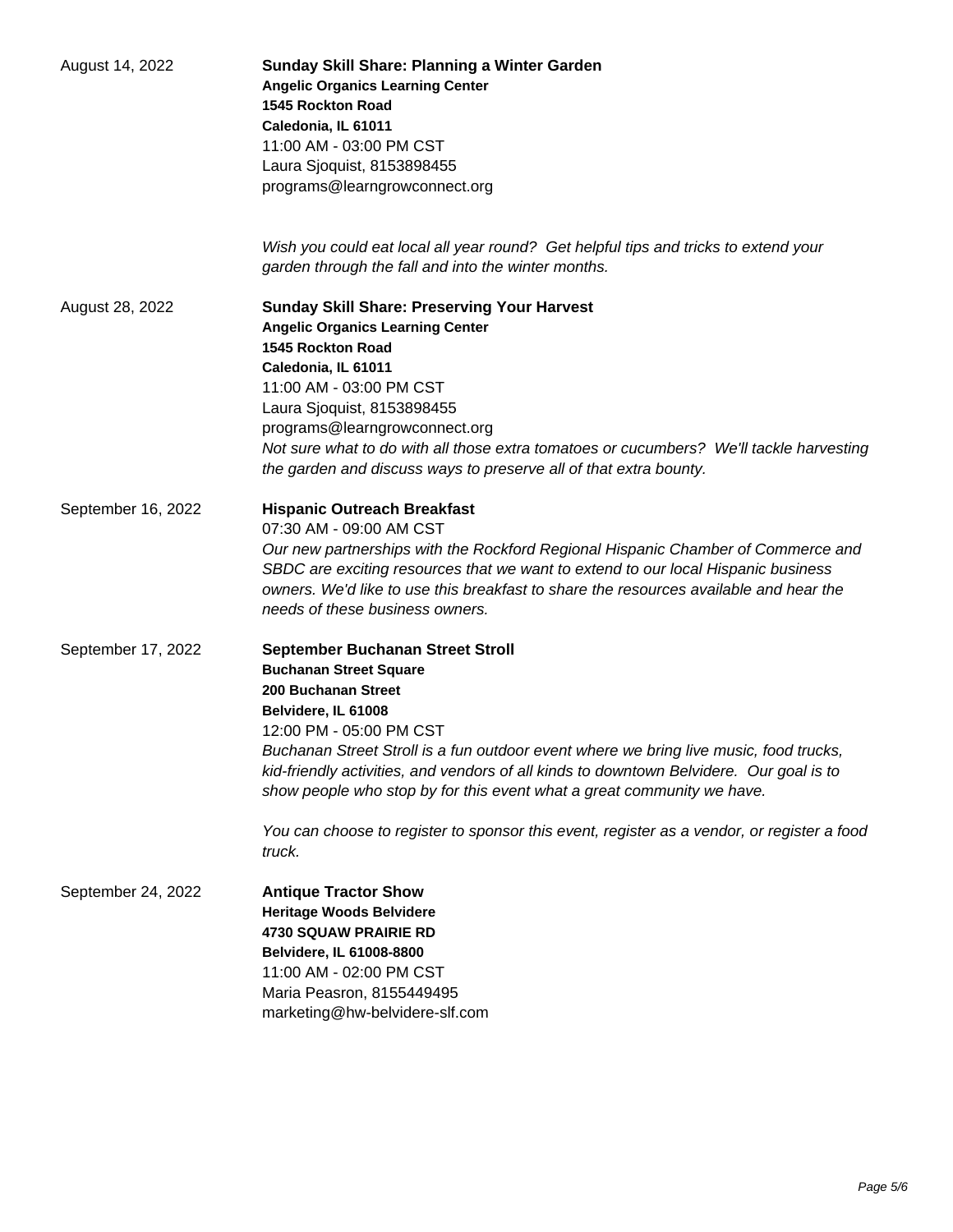August 14, 2022

**Sunday Skill Share: Planning a Winter Garden**
**Angelic Organics Learning Center**
**1545 Rockton Road**
**Caledonia, IL 61011**
11:00 AM - 03:00 PM CST
Laura Sjoquist, 8153898455
programs@learngrowconnect.org

*Wish you could eat local all year round? Get helpful tips and tricks to extend your garden through the fall and into the winter months.*

August 28, 2022

**Sunday Skill Share: Preserving Your Harvest**
**Angelic Organics Learning Center**
**1545 Rockton Road**
**Caledonia, IL 61011**
11:00 AM - 03:00 PM CST
Laura Sjoquist, 8153898455
programs@learngrowconnect.org
*Not sure what to do with all those extra tomatoes or cucumbers? We'll tackle harvesting the garden and discuss ways to preserve all of that extra bounty.*

September 16, 2022

**Hispanic Outreach Breakfast**
07:30 AM - 09:00 AM CST
*Our new partnerships with the Rockford Regional Hispanic Chamber of Commerce and SBDC are exciting resources that we want to extend to our local Hispanic business owners. We'd like to use this breakfast to share the resources available and hear the needs of these business owners.*

September 17, 2022

**September Buchanan Street Stroll**
**Buchanan Street Square**
**200 Buchanan Street**
**Belvidere, IL 61008**
12:00 PM - 05:00 PM CST
*Buchanan Street Stroll is a fun outdoor event where we bring live music, food trucks, kid-friendly activities, and vendors of all kinds to downtown Belvidere. Our goal is to show people who stop by for this event what a great community we have.*

*You can choose to register to sponsor this event, register as a vendor, or register a food truck.*

September 24, 2022

**Antique Tractor Show**
**Heritage Woods Belvidere**
**4730 SQUAW PRAIRIE RD**
**Belvidere, IL 61008-8800**
11:00 AM - 02:00 PM CST
Maria Peasron, 8155449495
marketing@hw-belvidere-slf.com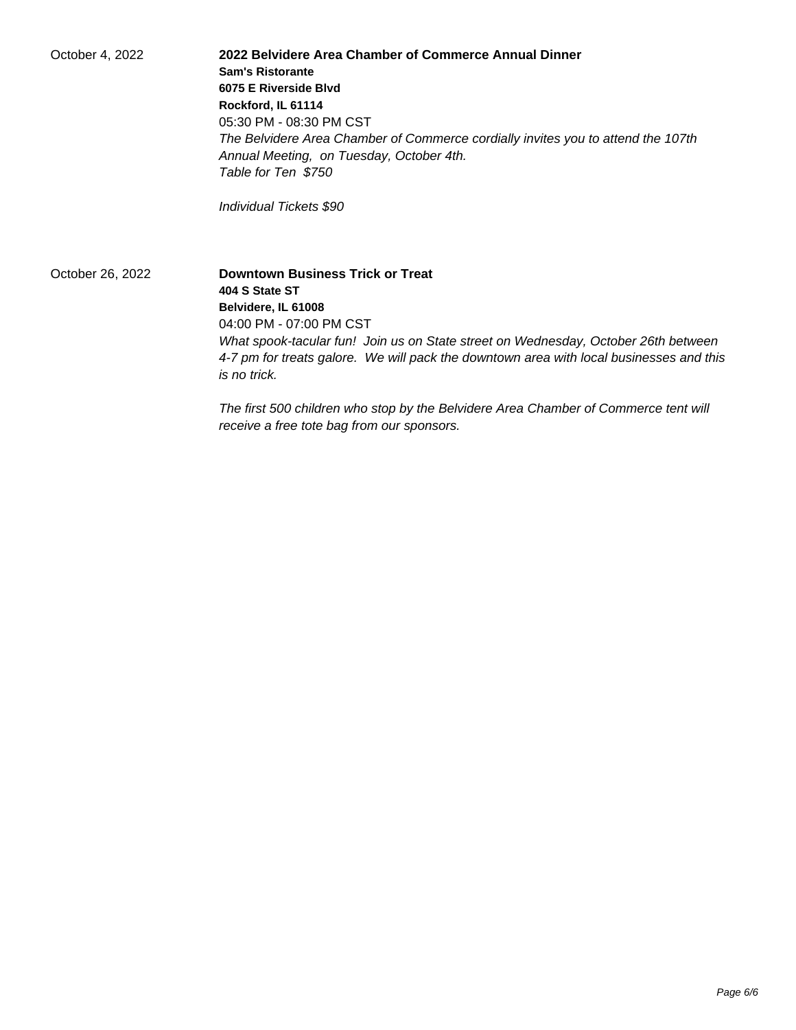October 4, 2022

**2022 Belvidere Area Chamber of Commerce Annual Dinner**
**Sam's Ristorante**
**6075 E Riverside Blvd**
**Rockford, IL 61114**
05:30 PM - 08:30 PM CST
*The Belvidere Area Chamber of Commerce cordially invites you to attend the 107th Annual Meeting, on Tuesday, October 4th.*
*Table for Ten $750*

*Individual Tickets $90*

October 26, 2022

**Downtown Business Trick or Treat**
**404 S State ST**
**Belvidere, IL 61008**
04:00 PM - 07:00 PM CST
*What spook-tacular fun! Join us on State street on Wednesday, October 26th between 4-7 pm for treats galore. We will pack the downtown area with local businesses and this is no trick.*

*The first 500 children who stop by the Belvidere Area Chamber of Commerce tent will receive a free tote bag from our sponsors.*